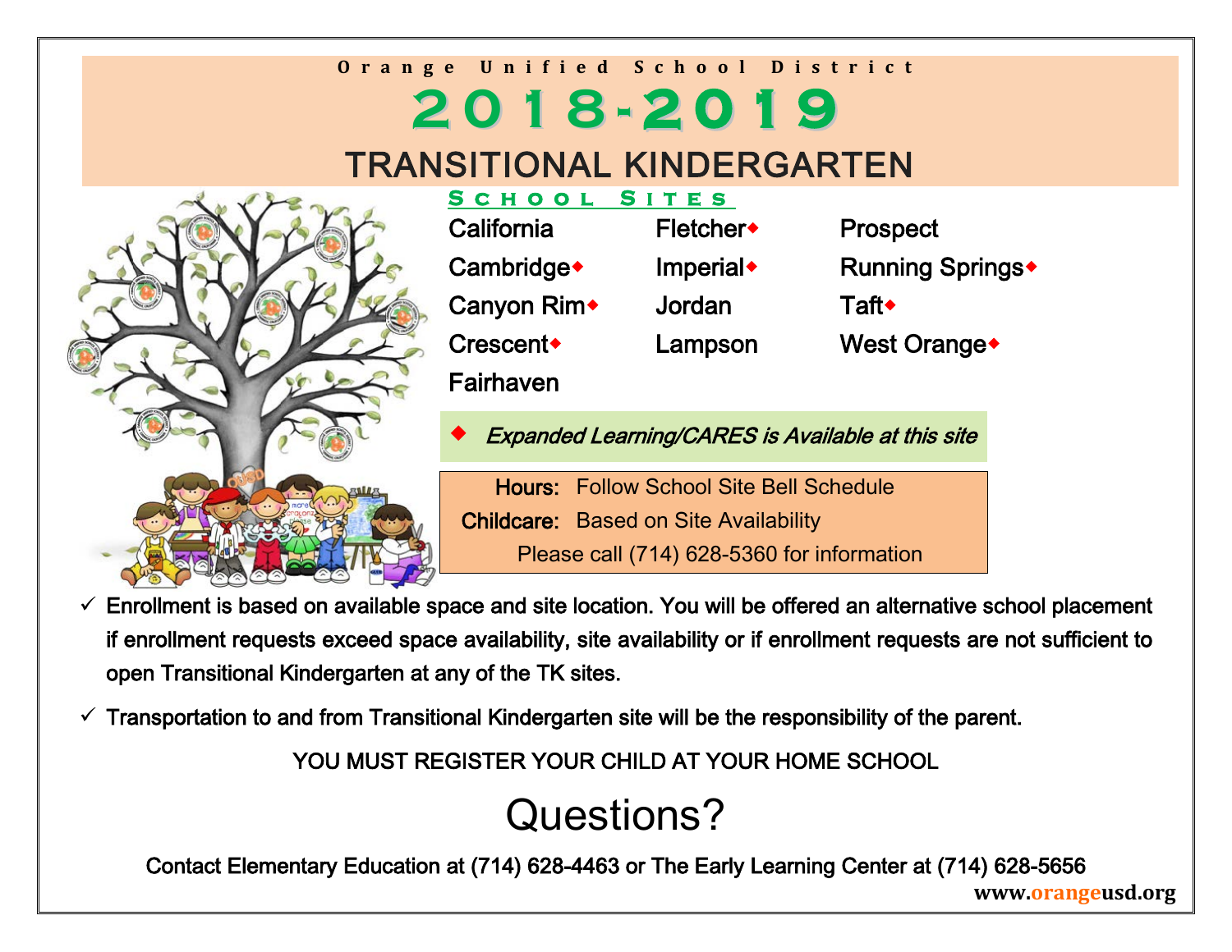Orange Unified School District

# 2018-2019

# TRANSITIONAL KINDERGARTEN

## School Sites

| | | |
|---|---|---|
| California | Fletcher◆ | Prospect |
| Cambridge◆ | Imperial◆ | Running Springs◆ |
| Canyon Rim◆ | Jordan | Taft◆ |
| Crescent◆ | Lampson | West Orange◆ |
| Fairhaven | | |

◆ *Expanded Learning/CARES is Available at this site*

**Hours:** Follow School Site Bell Schedule
**Childcare:** Based on Site Availability
Please call (714) 628-5360 for information

- ✓ Enrollment is based on available space and site location. You will be offered an alternative school placement if enrollment requests exceed space availability, site availability or if enrollment requests are not sufficient to open Transitional Kindergarten at any of the TK sites.
- ✓ Transportation to and from Transitional Kindergarten site will be the responsibility of the parent.

YOU MUST REGISTER YOUR CHILD AT YOUR HOME SCHOOL

# Questions?

Contact Elementary Education at (714) 628-4463 or The Early Learning Center at (714) 628-5656

www.orangeusd.org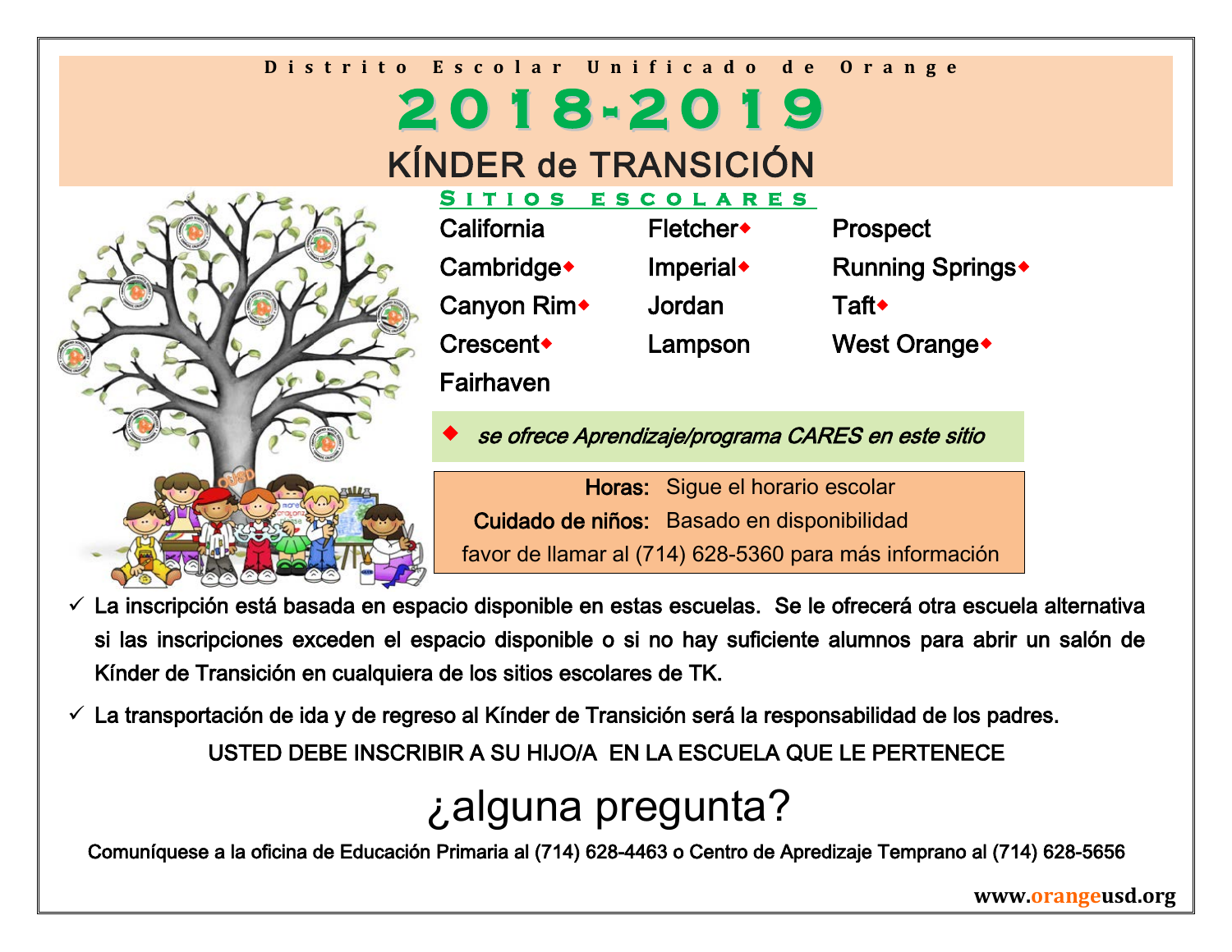Distrito Escolar Unificado de Orange

# 2018-2019

## KÍNDER de TRANSICIÓN

### SITIOS ESCOLARES

| | | |
|---|---|---|
| California | Fletcher◆ | Prospect |
| Cambridge◆ | Imperial◆ | Running Springs◆ |
| Canyon Rim◆ | Jordan | Taft◆ |
| Crescent◆ | Lampson | West Orange◆ |
| Fairhaven | | |

◆ *se ofrece Aprendizaje/programa CARES en este sitio*

**Horas:** Sigue el horario escolar

**Cuidado de niños:** Basado en disponibilidad

favor de llamar al (714) 628-5360 para más información

- ✓ La inscripción está basada en espacio disponible en estas escuelas. Se le ofrecerá otra escuela alternativa si las inscripciones exceden el espacio disponible o si no hay suficiente alumnos para abrir un salón de Kínder de Transición en cualquiera de los sitios escolares de TK.
- ✓ La transportación de ida y de regreso al Kínder de Transición será la responsabilidad de los padres.

USTED DEBE INSCRIBIR A SU HIJO/A EN LA ESCUELA QUE LE PERTENECE

## ¿alguna pregunta?

Comuníquese a la oficina de Educación Primaria al (714) 628-4463 o Centro de Apredizaje Temprano al (714) 628-5656

www.orangeusd.org